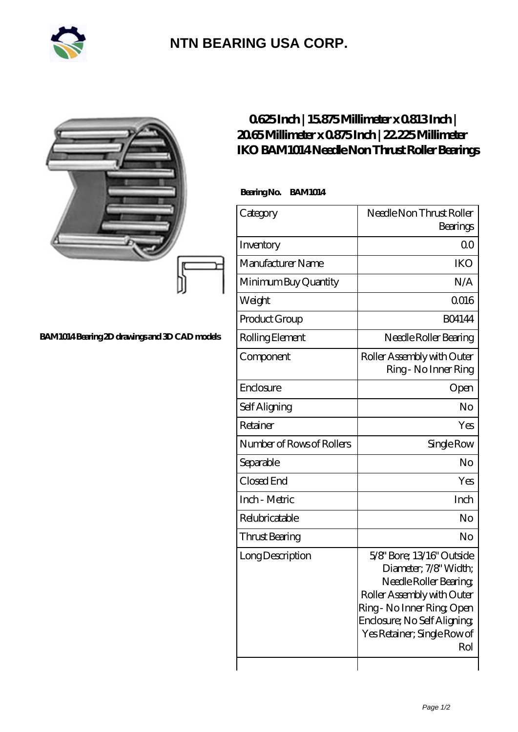# NTN BEARING USA CORP.

BAM1014 Bearing 2D drawings and 3D CAD models

## 0.625 Inch | 15.875 Millimeter x 0.813 Inch | 20.65 Millimeter x 0.875 Inch | 22.225 Millimeter IKO BAM1014 Needle Non Thrust Roller Bearings

**Bearing No. BAM1014**

| Category | Needle Non Thrust Roller Bearings |
|---|---|
| Inventory | 0.0 |
| Manufacturer Name | IKO |
| Minimum Buy Quantity | N/A |
| Weight | 0.016 |
| Product Group | B04144 |
| Rolling Element | Needle Roller Bearing |
| Component | Roller Assembly with Outer Ring - No Inner Ring |
| Enclosure | Open |
| Self Aligning | No |
| Retainer | Yes |
| Number of Rows of Rollers | Single Row |
| Separable | No |
| Closed End | Yes |
| Inch - Metric | Inch |
| Relubricatable | No |
| Thrust Bearing | No |
| Long Description | 5/8" Bore; 13/16" Outside Diameter; 7/8" Width; Needle Roller Bearing; Roller Assembly with Outer Ring - No Inner Ring; Open Enclosure; No Self Aligning; Yes Retainer; Single Row of Rol |
| | |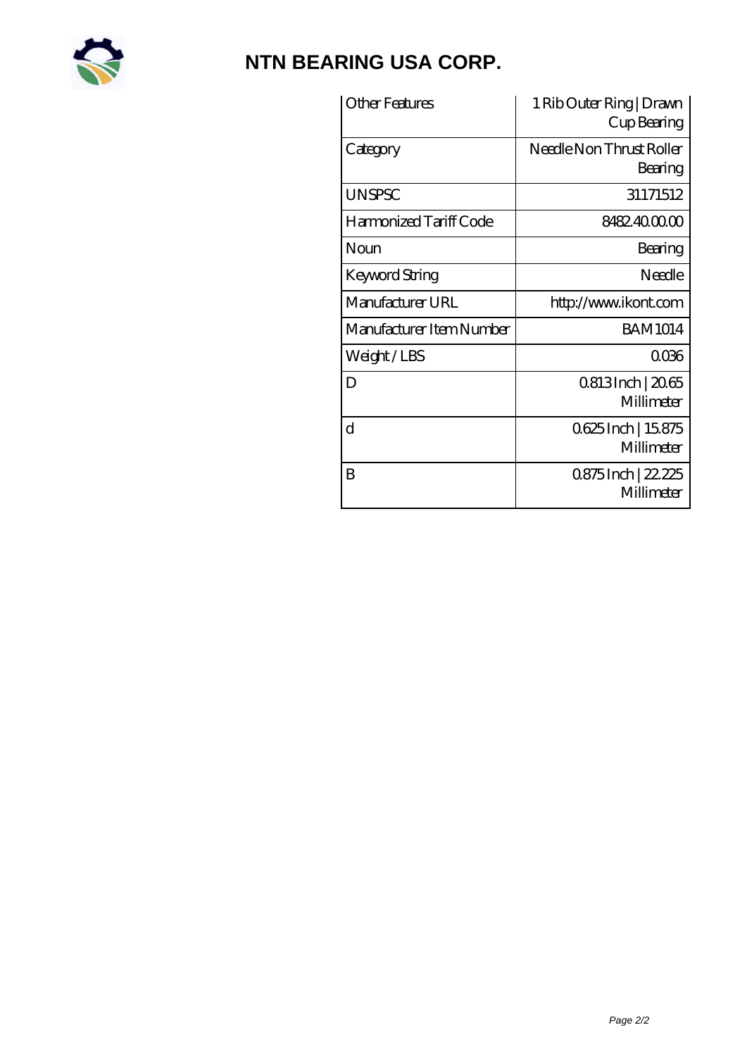# NTN BEARING USA CORP.

| | |
|---|---|
| Other Features | 1 Rib Outer Ring \| Drawn Cup Bearing |
| Category | Needle Non Thrust Roller Bearing |
| UNSPSC | 31171512 |
| Harmonized Tariff Code | 8482.40.00.00 |
| Noun | Bearing |
| Keyword String | Needle |
| Manufacturer URL | http://www.ikont.com |
| Manufacturer Item Number | BAM1014 |
| Weight / LBS | 0.036 |
| D | 0.813 Inch \| 20.65 Millimeter |
| d | 0.625 Inch \| 15.875 Millimeter |
| B | 0.875 Inch \| 22.225 Millimeter |